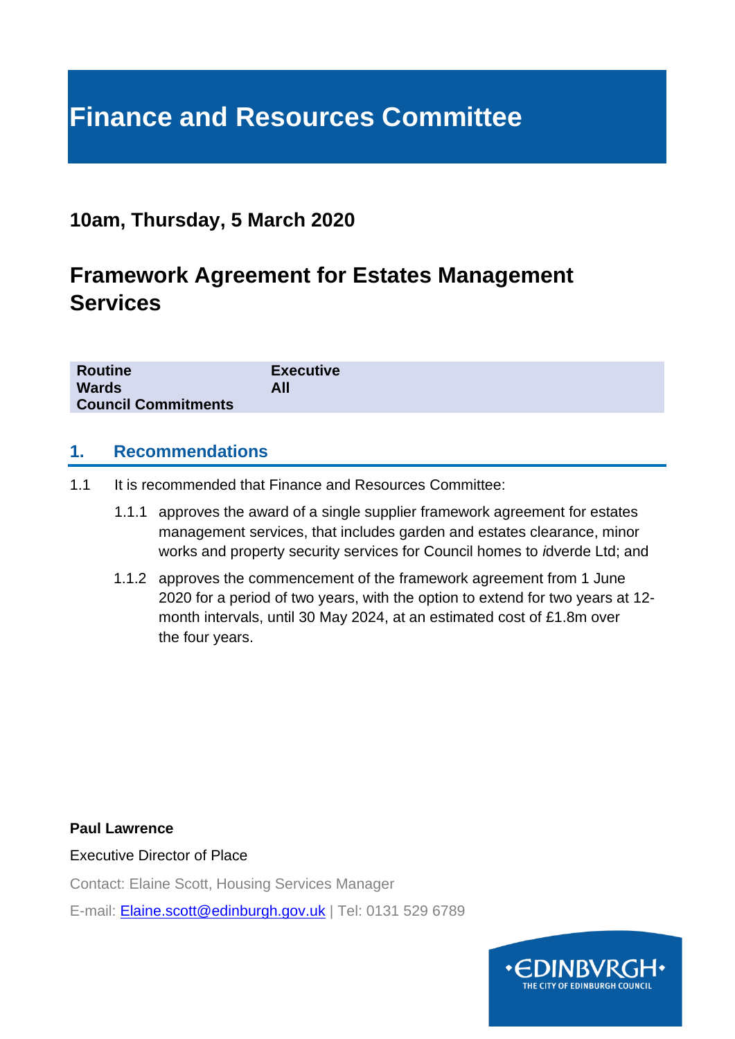# Finance and Resources Committee

## 10am, Thursday, 5 March 2020

## Framework Agreement for Estates Management Services

| **Routine** | **Executive** |
|---|---|
| **Wards** | **All** |
| **Council Commitments** | |

## 1. Recommendations

1.1 It is recommended that Finance and Resources Committee:

1.1.1 approves the award of a single supplier framework agreement for estates management services, that includes garden and estates clearance, minor works and property security services for Council homes to *i*dverde Ltd; and

1.1.2 approves the commencement of the framework agreement from 1 June 2020 for a period of two years, with the option to extend for two years at 12-month intervals, until 30 May 2024, at an estimated cost of £1.8m over the four years.

**Paul Lawrence**

Executive Director of Place

Contact: Elaine Scott, Housing Services Manager

E-mail: Elaine.scott@edinburgh.gov.uk | Tel: 0131 529 6789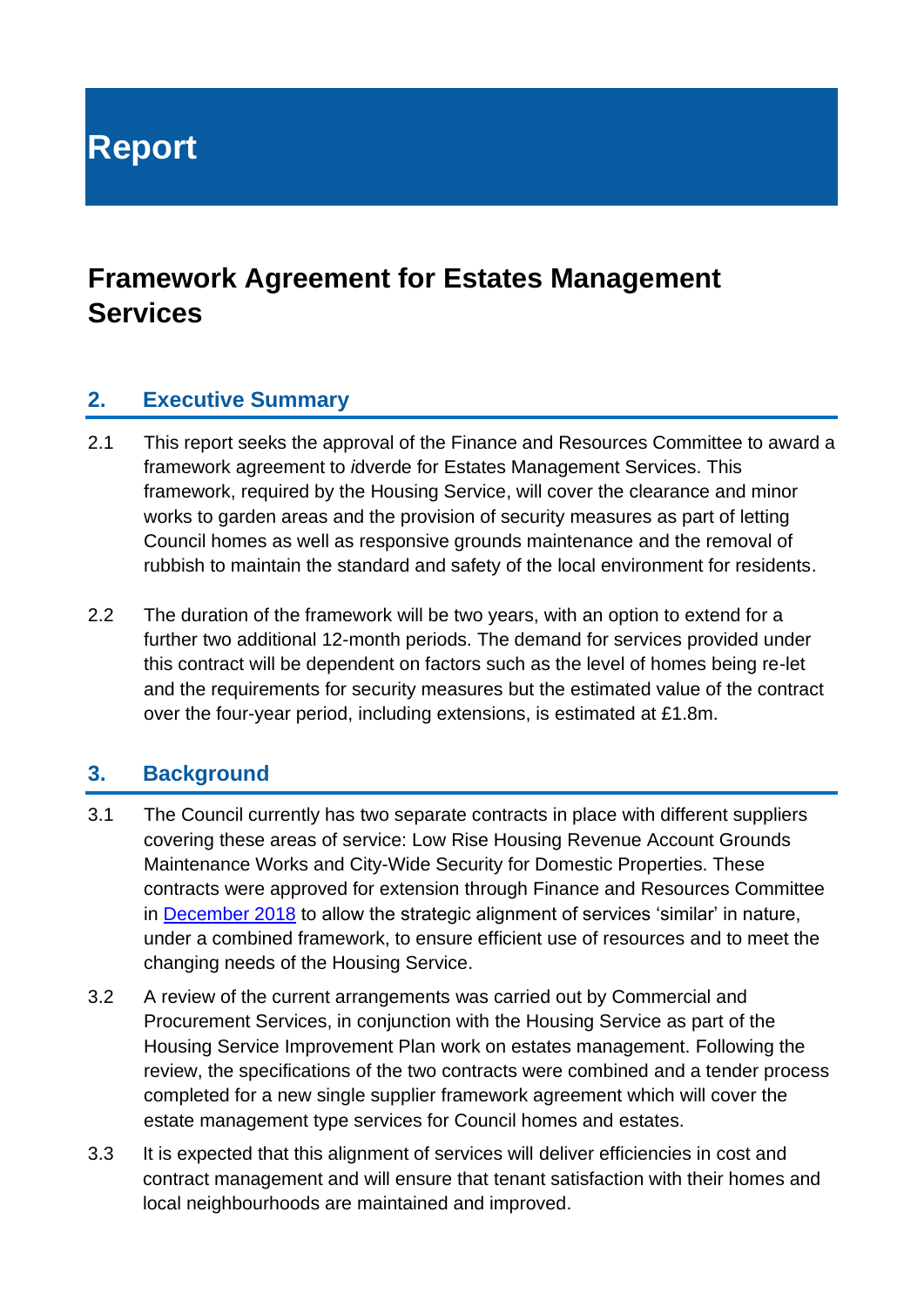# Report

## Framework Agreement for Estates Management Services

### 2. Executive Summary

2.1 This report seeks the approval of the Finance and Resources Committee to award a framework agreement to *i*dverde for Estates Management Services. This framework, required by the Housing Service, will cover the clearance and minor works to garden areas and the provision of security measures as part of letting Council homes as well as responsive grounds maintenance and the removal of rubbish to maintain the standard and safety of the local environment for residents.

2.2 The duration of the framework will be two years, with an option to extend for a further two additional 12-month periods. The demand for services provided under this contract will be dependent on factors such as the level of homes being re-let and the requirements for security measures but the estimated value of the contract over the four-year period, including extensions, is estimated at £1.8m.

### 3. Background

3.1 The Council currently has two separate contracts in place with different suppliers covering these areas of service: Low Rise Housing Revenue Account Grounds Maintenance Works and City-Wide Security for Domestic Properties. These contracts were approved for extension through Finance and Resources Committee in December 2018 to allow the strategic alignment of services 'similar' in nature, under a combined framework, to ensure efficient use of resources and to meet the changing needs of the Housing Service.

3.2 A review of the current arrangements was carried out by Commercial and Procurement Services, in conjunction with the Housing Service as part of the Housing Service Improvement Plan work on estates management. Following the review, the specifications of the two contracts were combined and a tender process completed for a new single supplier framework agreement which will cover the estate management type services for Council homes and estates.

3.3 It is expected that this alignment of services will deliver efficiencies in cost and contract management and will ensure that tenant satisfaction with their homes and local neighbourhoods are maintained and improved.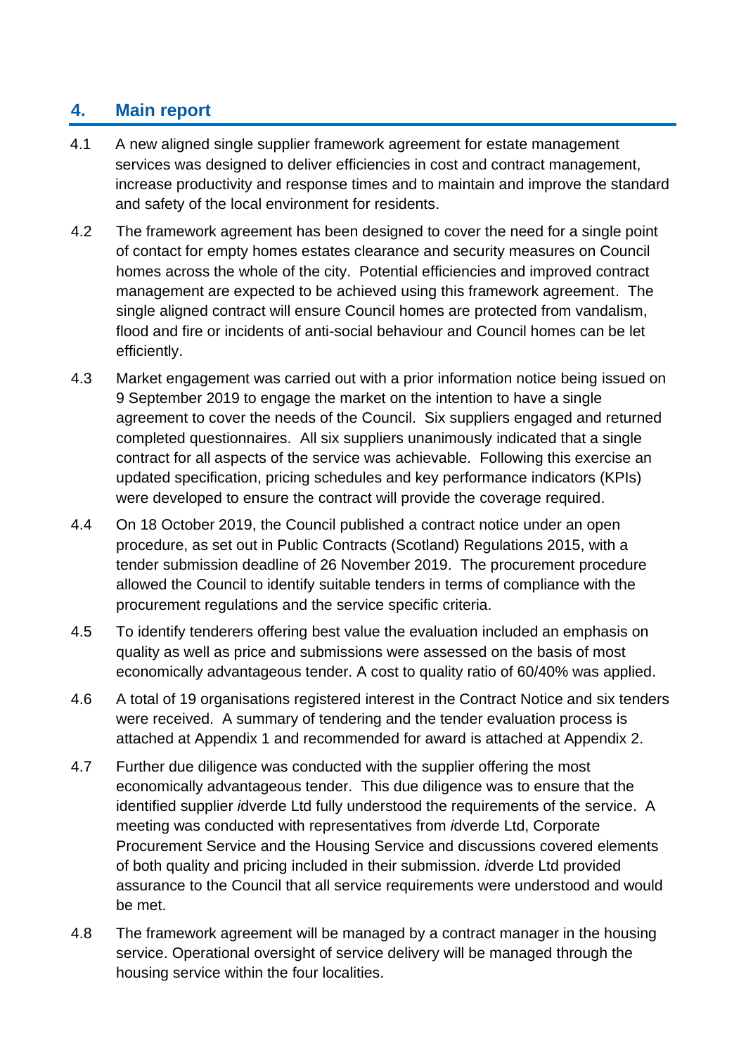## 4. Main report

4.1 A new aligned single supplier framework agreement for estate management services was designed to deliver efficiencies in cost and contract management, increase productivity and response times and to maintain and improve the standard and safety of the local environment for residents.

4.2 The framework agreement has been designed to cover the need for a single point of contact for empty homes estates clearance and security measures on Council homes across the whole of the city. Potential efficiencies and improved contract management are expected to be achieved using this framework agreement. The single aligned contract will ensure Council homes are protected from vandalism, flood and fire or incidents of anti-social behaviour and Council homes can be let efficiently.

4.3 Market engagement was carried out with a prior information notice being issued on 9 September 2019 to engage the market on the intention to have a single agreement to cover the needs of the Council. Six suppliers engaged and returned completed questionnaires. All six suppliers unanimously indicated that a single contract for all aspects of the service was achievable. Following this exercise an updated specification, pricing schedules and key performance indicators (KPIs) were developed to ensure the contract will provide the coverage required.

4.4 On 18 October 2019, the Council published a contract notice under an open procedure, as set out in Public Contracts (Scotland) Regulations 2015, with a tender submission deadline of 26 November 2019. The procurement procedure allowed the Council to identify suitable tenders in terms of compliance with the procurement regulations and the service specific criteria.

4.5 To identify tenderers offering best value the evaluation included an emphasis on quality as well as price and submissions were assessed on the basis of most economically advantageous tender. A cost to quality ratio of 60/40% was applied.

4.6 A total of 19 organisations registered interest in the Contract Notice and six tenders were received. A summary of tendering and the tender evaluation process is attached at Appendix 1 and recommended for award is attached at Appendix 2.

4.7 Further due diligence was conducted with the supplier offering the most economically advantageous tender. This due diligence was to ensure that the identified supplier *i*dverde Ltd fully understood the requirements of the service. A meeting was conducted with representatives from *i*dverde Ltd, Corporate Procurement Service and the Housing Service and discussions covered elements of both quality and pricing included in their submission. *i*dverde Ltd provided assurance to the Council that all service requirements were understood and would be met.

4.8 The framework agreement will be managed by a contract manager in the housing service. Operational oversight of service delivery will be managed through the housing service within the four localities.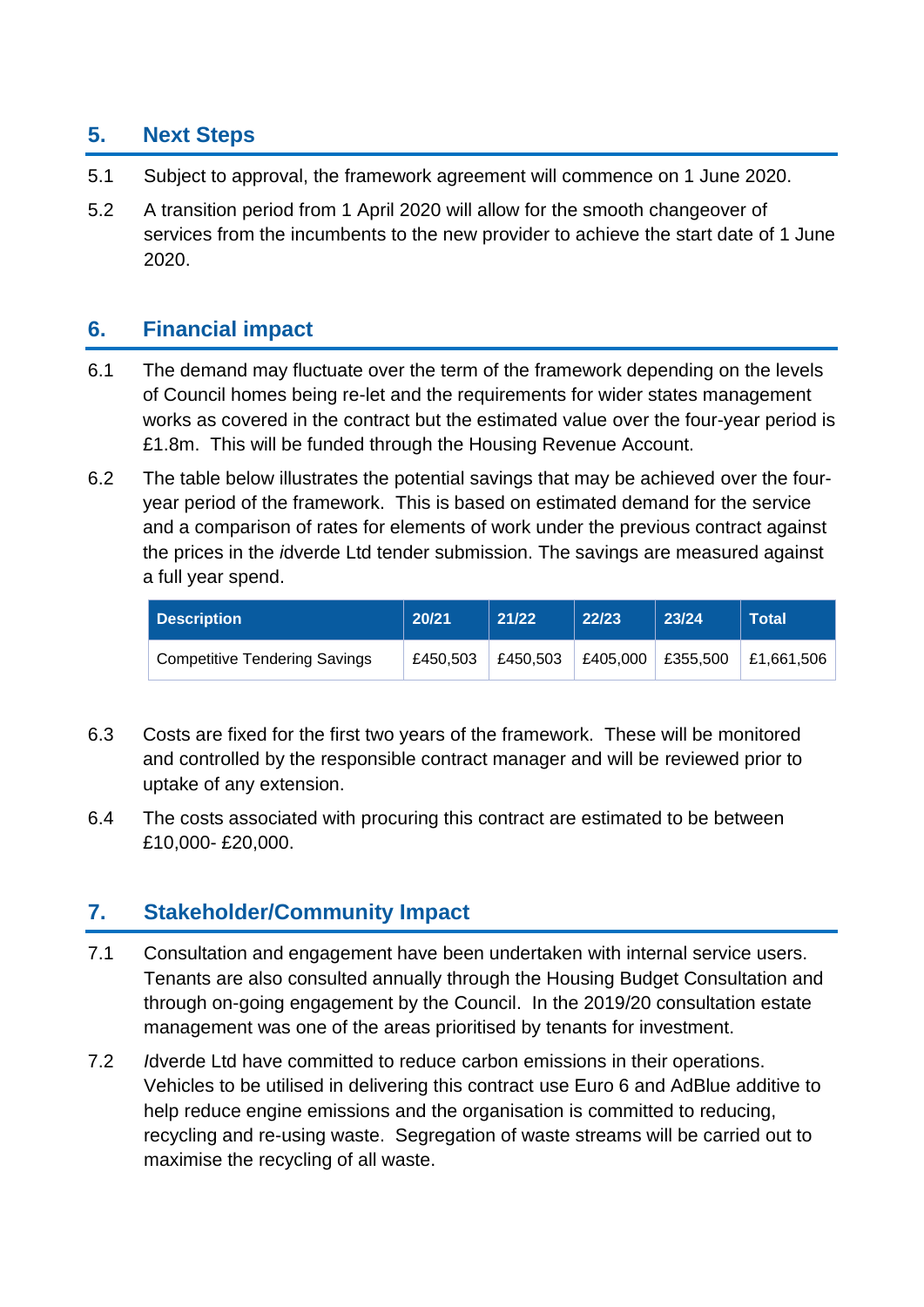## 5. Next Steps

5.1 Subject to approval, the framework agreement will commence on 1 June 2020.

5.2 A transition period from 1 April 2020 will allow for the smooth changeover of services from the incumbents to the new provider to achieve the start date of 1 June 2020.

## 6. Financial impact

6.1 The demand may fluctuate over the term of the framework depending on the levels of Council homes being re-let and the requirements for wider states management works as covered in the contract but the estimated value over the four-year period is £1.8m. This will be funded through the Housing Revenue Account.

6.2 The table below illustrates the potential savings that may be achieved over the four-year period of the framework. This is based on estimated demand for the service and a comparison of rates for elements of work under the previous contract against the prices in the *i*dverde Ltd tender submission. The savings are measured against a full year spend.

| Description | 20/21 | 21/22 | 22/23 | 23/24 | Total |
|---|---|---|---|---|---|
| Competitive Tendering Savings | £450,503 | £450,503 | £405,000 | £355,500 | £1,661,506 |

6.3 Costs are fixed for the first two years of the framework. These will be monitored and controlled by the responsible contract manager and will be reviewed prior to uptake of any extension.

6.4 The costs associated with procuring this contract are estimated to be between £10,000- £20,000.

## 7. Stakeholder/Community Impact

7.1 Consultation and engagement have been undertaken with internal service users. Tenants are also consulted annually through the Housing Budget Consultation and through on-going engagement by the Council. In the 2019/20 consultation estate management was one of the areas prioritised by tenants for investment.

7.2 *I*dverde Ltd have committed to reduce carbon emissions in their operations. Vehicles to be utilised in delivering this contract use Euro 6 and AdBlue additive to help reduce engine emissions and the organisation is committed to reducing, recycling and re-using waste. Segregation of waste streams will be carried out to maximise the recycling of all waste.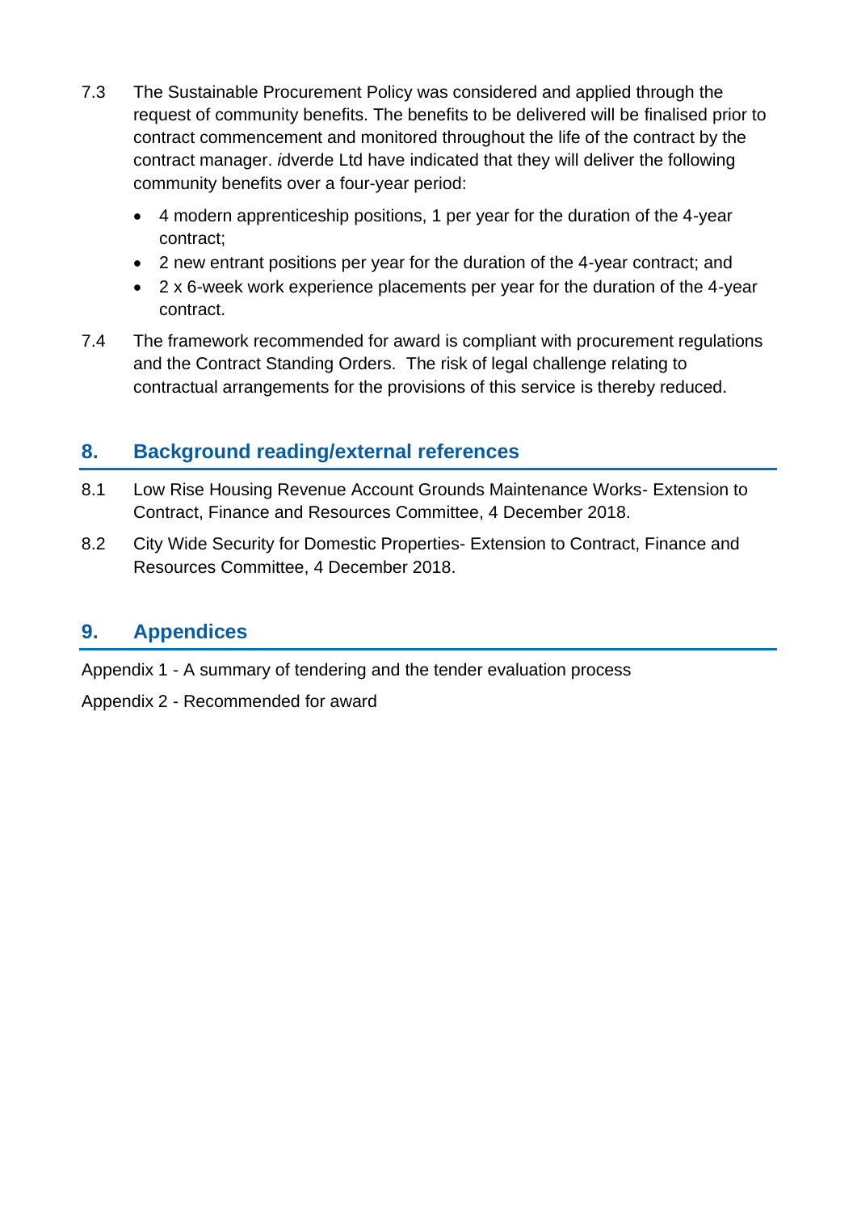7.3 The Sustainable Procurement Policy was considered and applied through the request of community benefits. The benefits to be delivered will be finalised prior to contract commencement and monitored throughout the life of the contract by the contract manager. *i*dverde Ltd have indicated that they will deliver the following community benefits over a four-year period:

- 4 modern apprenticeship positions, 1 per year for the duration of the 4-year contract;
- 2 new entrant positions per year for the duration of the 4-year contract; and
- 2 x 6-week work experience placements per year for the duration of the 4-year contract.

7.4 The framework recommended for award is compliant with procurement regulations and the Contract Standing Orders. The risk of legal challenge relating to contractual arrangements for the provisions of this service is thereby reduced.

## 8. Background reading/external references

8.1 Low Rise Housing Revenue Account Grounds Maintenance Works- Extension to Contract, Finance and Resources Committee, 4 December 2018.

8.2 City Wide Security for Domestic Properties- Extension to Contract, Finance and Resources Committee, 4 December 2018.

## 9. Appendices

Appendix 1 - A summary of tendering and the tender evaluation process

Appendix 2 - Recommended for award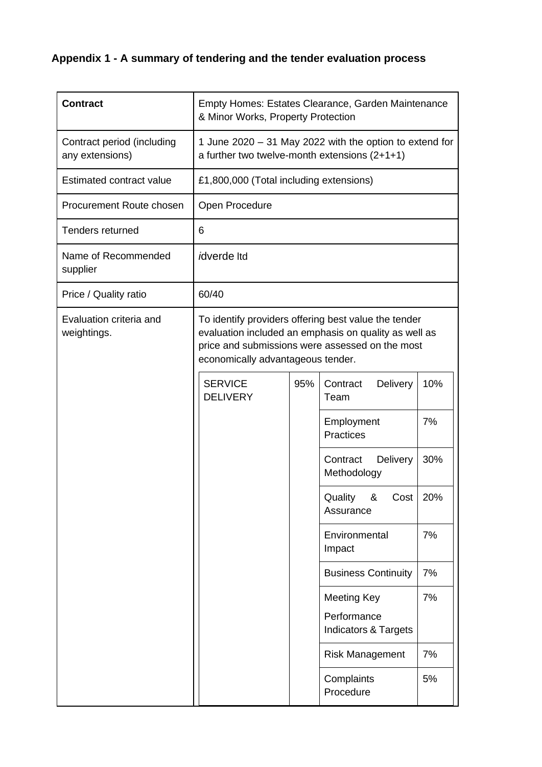**Appendix 1 - A summary of tendering and the tender evaluation process**

| Contract | Empty Homes: Estates Clearance, Garden Maintenance & Minor Works, Property Protection | | | |
|---|---|---|---|---|
| Contract period (including any extensions) | 1 June 2020 – 31 May 2022 with the option to extend for a further two twelve-month extensions (2+1+1) | | | |
| Estimated contract value | £1,800,000 (Total including extensions) | | | |
| Procurement Route chosen | Open Procedure | | | |
| Tenders returned | 6 | | | |
| Name of Recommended supplier | *i*dverde ltd | | | |
| Price / Quality ratio | 60/40 | | | |
| Evaluation criteria and weightings. | To identify providers offering best value the tender evaluation included an emphasis on quality as well as price and submissions were assessed on the most economically advantageous tender. | | | |
| | SERVICE DELIVERY | 95% | Contract Delivery Team | 10% |
| | | | Employment Practices | 7% |
| | | | Contract Delivery Methodology | 30% |
| | | | Quality & Cost Assurance | 20% |
| | | | Environmental Impact | 7% |
| | | | Business Continuity | 7% |
| | | | Meeting Key Performance Indicators & Targets | 7% |
| | | | Risk Management | 7% |
| | | | Complaints Procedure | 5% |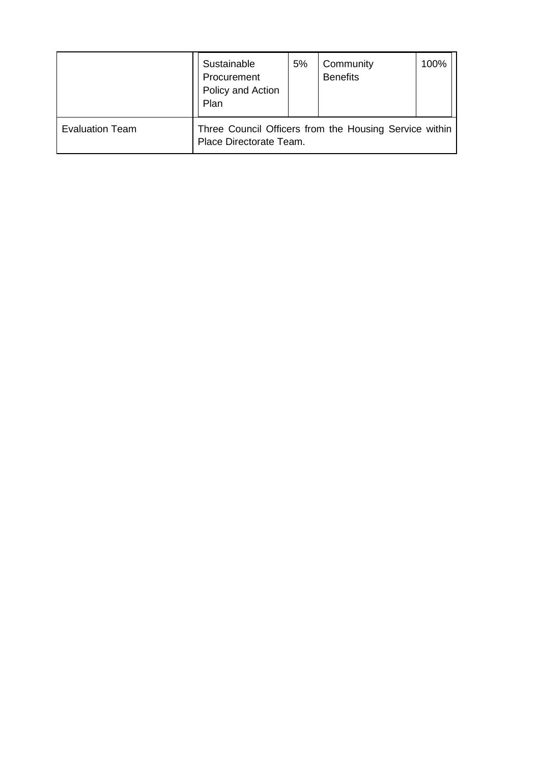| | Sustainable Procurement Policy and Action Plan | 5% | Community Benefits | 100% |
|---|---|---|---|---|
| Evaluation Team | Three Council Officers from the Housing Service within Place Directorate Team. | | | |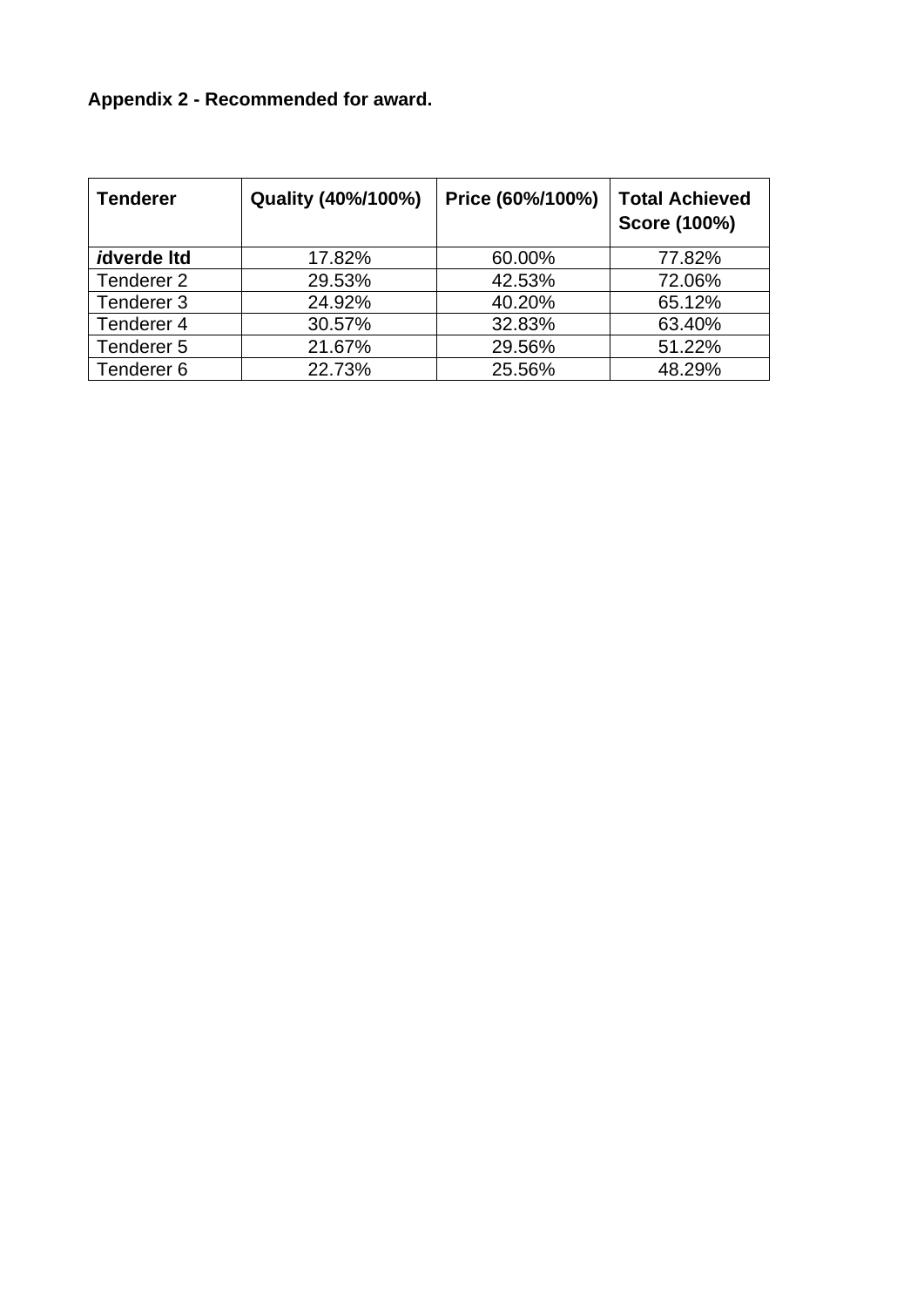**Appendix 2 - Recommended for award.**

| Tenderer | Quality (40%/100%) | Price (60%/100%) | Total Achieved Score (100%) |
|---|---|---|---|
| ***i*dverde ltd** | 17.82% | 60.00% | 77.82% |
| Tenderer 2 | 29.53% | 42.53% | 72.06% |
| Tenderer 3 | 24.92% | 40.20% | 65.12% |
| Tenderer 4 | 30.57% | 32.83% | 63.40% |
| Tenderer 5 | 21.67% | 29.56% | 51.22% |
| Tenderer 6 | 22.73% | 25.56% | 48.29% |